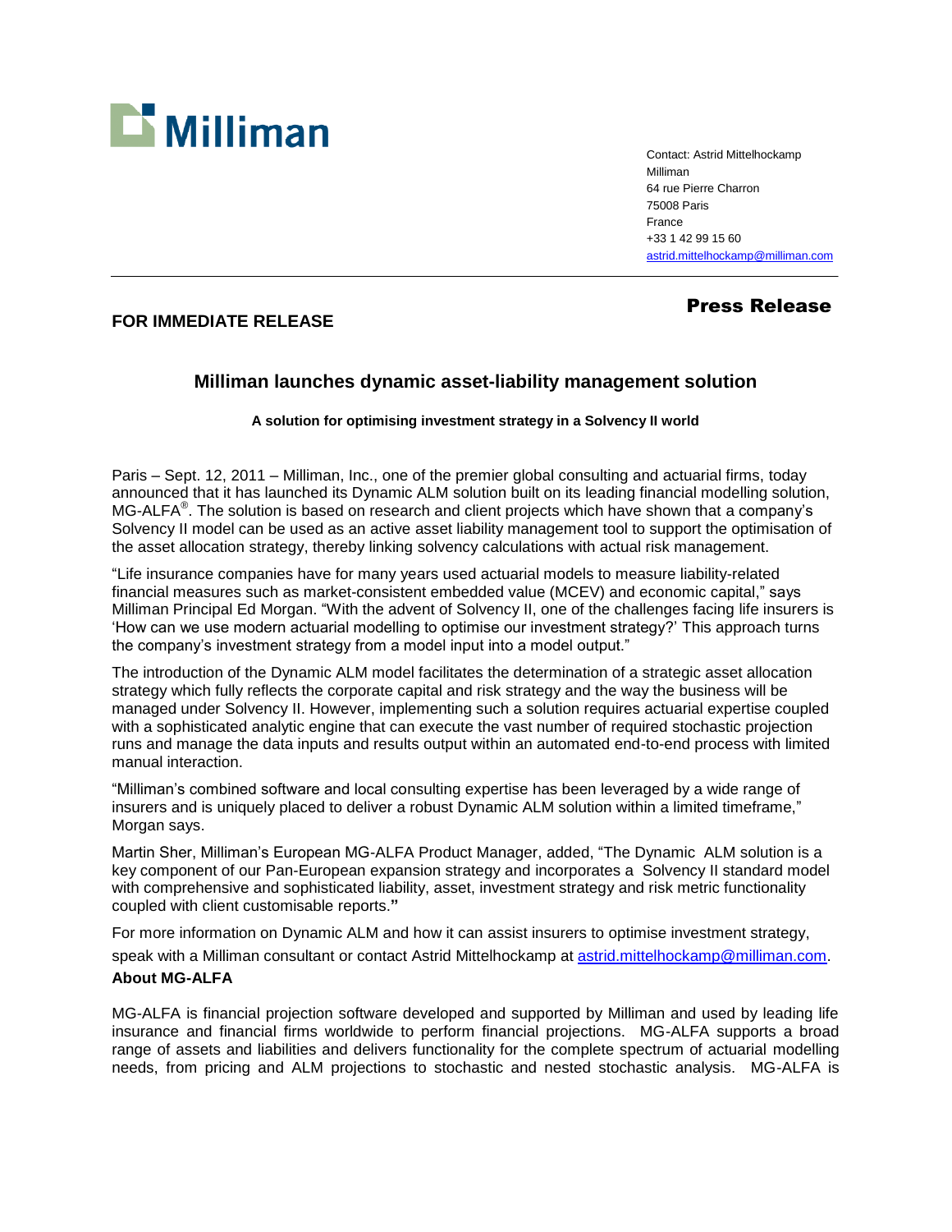Milliman

Contact: Astrid Mittelhockamp
Milliman
64 rue Pierre Charron
75008 Paris
France
+33 1 42 99 15 60
astrid.mittelhockamp@milliman.com

**Press Release**

**FOR IMMEDIATE RELEASE**

## Milliman launches dynamic asset-liability management solution

**A solution for optimising investment strategy in a Solvency II world**

Paris – Sept. 12, 2011 – Milliman, Inc., one of the premier global consulting and actuarial firms, today announced that it has launched its Dynamic ALM solution built on its leading financial modelling solution, MG-ALFA®. The solution is based on research and client projects which have shown that a company's Solvency II model can be used as an active asset liability management tool to support the optimisation of the asset allocation strategy, thereby linking solvency calculations with actual risk management.

"Life insurance companies have for many years used actuarial models to measure liability-related financial measures such as market-consistent embedded value (MCEV) and economic capital," says Milliman Principal Ed Morgan. "With the advent of Solvency II, one of the challenges facing life insurers is 'How can we use modern actuarial modelling to optimise our investment strategy?' This approach turns the company's investment strategy from a model input into a model output."

The introduction of the Dynamic ALM model facilitates the determination of a strategic asset allocation strategy which fully reflects the corporate capital and risk strategy and the way the business will be managed under Solvency II. However, implementing such a solution requires actuarial expertise coupled with a sophisticated analytic engine that can execute the vast number of required stochastic projection runs and manage the data inputs and results output within an automated end-to-end process with limited manual interaction.

"Milliman's combined software and local consulting expertise has been leveraged by a wide range of insurers and is uniquely placed to deliver a robust Dynamic ALM solution within a limited timeframe," Morgan says.

Martin Sher, Milliman's European MG-ALFA Product Manager, added, "The Dynamic ALM solution is a key component of our Pan-European expansion strategy and incorporates a Solvency II standard model with comprehensive and sophisticated liability, asset, investment strategy and risk metric functionality coupled with client customisable reports."

For more information on Dynamic ALM and how it can assist insurers to optimise investment strategy, speak with a Milliman consultant or contact Astrid Mittelhockamp at astrid.mittelhockamp@milliman.com.

**About MG-ALFA**

MG-ALFA is financial projection software developed and supported by Milliman and used by leading life insurance and financial firms worldwide to perform financial projections. MG-ALFA supports a broad range of assets and liabilities and delivers functionality for the complete spectrum of actuarial modelling needs, from pricing and ALM projections to stochastic and nested stochastic analysis. MG-ALFA is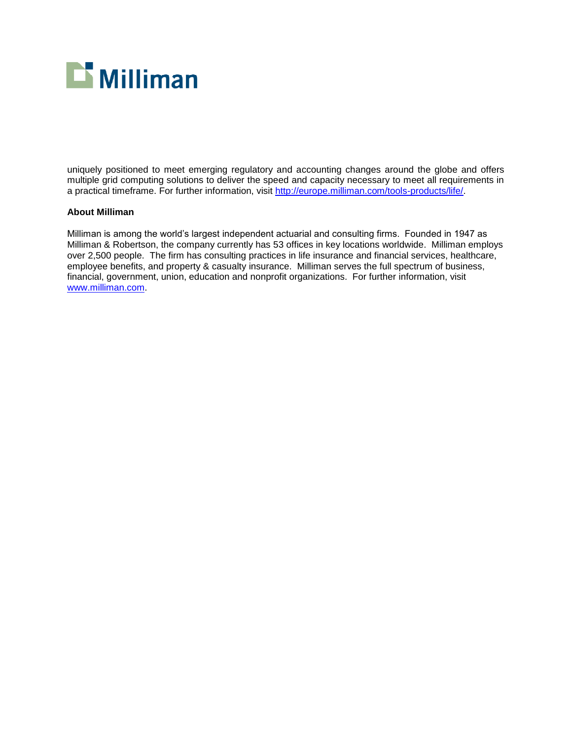uniquely positioned to meet emerging regulatory and accounting changes around the globe and offers multiple grid computing solutions to deliver the speed and capacity necessary to meet all requirements in a practical timeframe. For further information, visit [http://europe.milliman.com/tools-products/life/](http://europe.milliman.com/tools-products/life/).

**About Milliman**

Milliman is among the world's largest independent actuarial and consulting firms. Founded in 1947 as Milliman & Robertson, the company currently has 53 offices in key locations worldwide. Milliman employs over 2,500 people. The firm has consulting practices in life insurance and financial services, healthcare, employee benefits, and property & casualty insurance. Milliman serves the full spectrum of business, financial, government, union, education and nonprofit organizations. For further information, visit [www.milliman.com](http://www.milliman.com).